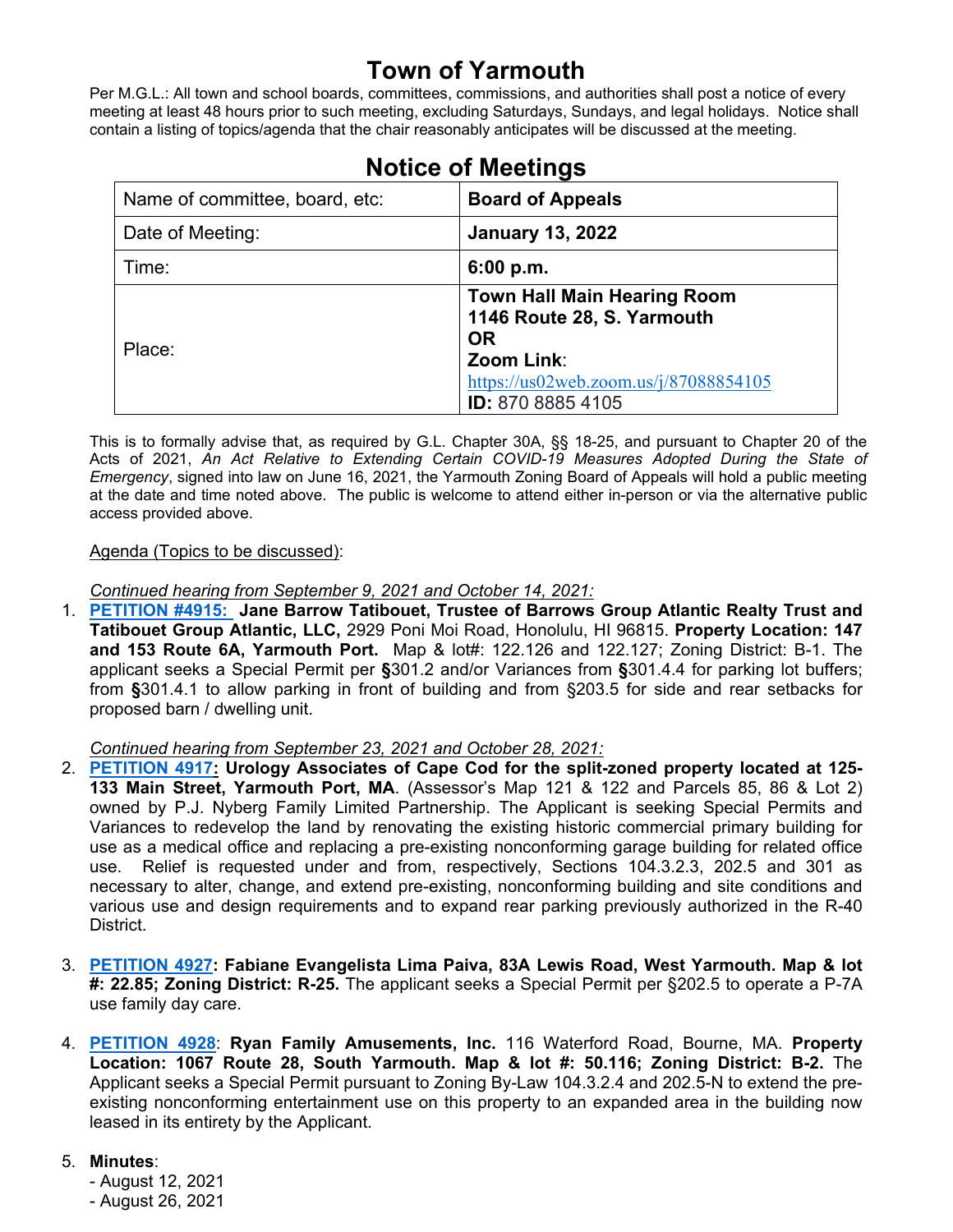# Town of Yarmouth

Per M.G.L.: All town and school boards, committees, commissions, and authorities shall post a notice of every meeting at least 48 hours prior to such meeting, excluding Saturdays, Sundays, and legal holidays. Notice shall contain a listing of topics/agenda that the chair reasonably anticipates will be discussed at the meeting.

## Notice of Meetings

| Name of committee, board, etc: | **Board of Appeals** |
|---|---|
| Date of Meeting: | **January 13, 2022** |
| Time: | **6:00 p.m.** |
| Place: | **Town Hall Main Hearing Room**<br>**1146 Route 28, S. Yarmouth**<br>**OR**<br>**Zoom Link**: https://us02web.zoom.us/j/87088854105<br>**ID:** 870 8885 4105 |

This is to formally advise that, as required by G.L. Chapter 30A, §§ 18-25, and pursuant to Chapter 20 of the Acts of 2021, *An Act Relative to Extending Certain COVID-19 Measures Adopted During the State of Emergency*, signed into law on June 16, 2021, the Yarmouth Zoning Board of Appeals will hold a public meeting at the date and time noted above. The public is welcome to attend either in-person or via the alternative public access provided above.

Agenda (Topics to be discussed):

*Continued hearing from September 9, 2021 and October 14, 2021:*

1. **PETITION #4915: Jane Barrow Tatibouet, Trustee of Barrows Group Atlantic Realty Trust and Tatibouet Group Atlantic, LLC,** 2929 Poni Moi Road, Honolulu, HI 96815. **Property Location: 147 and 153 Route 6A, Yarmouth Port.** Map & lot#: 122.126 and 122.127; Zoning District: B-1. The applicant seeks a Special Permit per **§**301.2 and/or Variances from **§**301.4.4 for parking lot buffers; from **§**301.4.1 to allow parking in front of building and from §203.5 for side and rear setbacks for proposed barn / dwelling unit.

*Continued hearing from September 23, 2021 and October 28, 2021:*

2. **PETITION 4917: Urology Associates of Cape Cod for the split-zoned property located at 125-133 Main Street, Yarmouth Port, MA**. (Assessor's Map 121 & 122 and Parcels 85, 86 & Lot 2) owned by P.J. Nyberg Family Limited Partnership. The Applicant is seeking Special Permits and Variances to redevelop the land by renovating the existing historic commercial primary building for use as a medical office and replacing a pre-existing nonconforming garage building for related office use. Relief is requested under and from, respectively, Sections 104.3.2.3, 202.5 and 301 as necessary to alter, change, and extend pre-existing, nonconforming building and site conditions and various use and design requirements and to expand rear parking previously authorized in the R-40 District.

3. **PETITION 4927: Fabiane Evangelista Lima Paiva, 83A Lewis Road, West Yarmouth. Map & lot #: 22.85; Zoning District: R-25.** The applicant seeks a Special Permit per §202.5 to operate a P-7A use family day care.

4. **PETITION 4928**: **Ryan Family Amusements, Inc.** 116 Waterford Road, Bourne, MA. **Property Location: 1067 Route 28, South Yarmouth. Map & lot #: 50.116; Zoning District: B-2.** The Applicant seeks a Special Permit pursuant to Zoning By-Law 104.3.2.4 and 202.5-N to extend the pre-existing nonconforming entertainment use on this property to an expanded area in the building now leased in its entirety by the Applicant.

5. **Minutes**:
   - August 12, 2021
   - August 26, 2021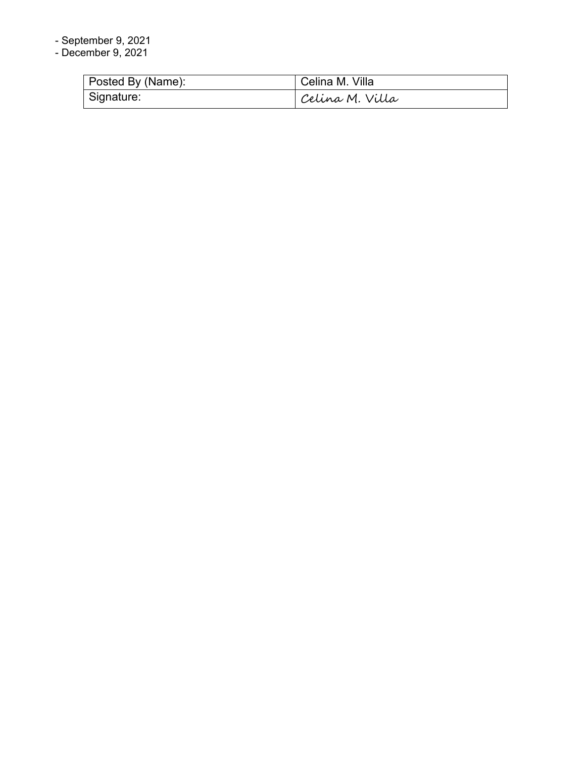- September 9, 2021
- December 9, 2021

| | |
|---|---|
| Posted By (Name): | Celina M. Villa |
| Signature: | Celina M. Villa |